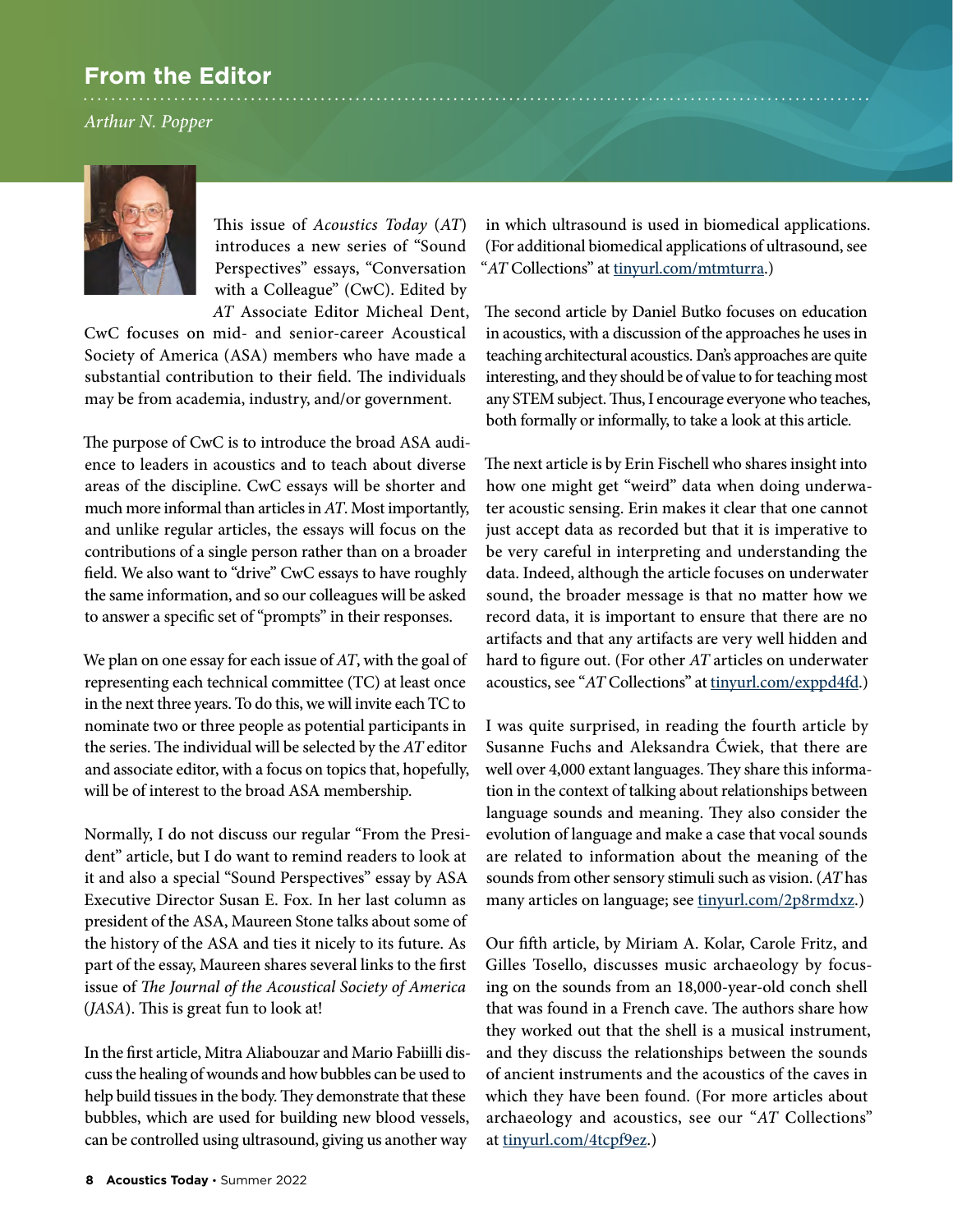## From the Editor

*Arthur N. Popper*

This issue of *Acoustics Today* (*AT*) introduces a new series of "Sound Perspectives" essays, "Conversation with a Colleague" (CwC). Edited by *AT* Associate Editor Micheal Dent, CwC focuses on mid- and senior-career Acoustical Society of America (ASA) members who have made a substantial contribution to their field. The individuals may be from academia, industry, and/or government.

The purpose of CwC is to introduce the broad ASA audience to leaders in acoustics and to teach about diverse areas of the discipline. CwC essays will be shorter and much more informal than articles in *AT*. Most importantly, and unlike regular articles, the essays will focus on the contributions of a single person rather than on a broader field. We also want to "drive" CwC essays to have roughly the same information, and so our colleagues will be asked to answer a specific set of "prompts" in their responses.

We plan on one essay for each issue of *AT*, with the goal of representing each technical committee (TC) at least once in the next three years. To do this, we will invite each TC to nominate two or three people as potential participants in the series. The individual will be selected by the *AT* editor and associate editor, with a focus on topics that, hopefully, will be of interest to the broad ASA membership.

Normally, I do not discuss our regular "From the President" article, but I do want to remind readers to look at it and also a special "Sound Perspectives" essay by ASA Executive Director Susan E. Fox. In her last column as president of the ASA, Maureen Stone talks about some of the history of the ASA and ties it nicely to its future. As part of the essay, Maureen shares several links to the first issue of *The Journal of the Acoustical Society of America* (*JASA*). This is great fun to look at!

In the first article, Mitra Aliabouzar and Mario Fabiilli discuss the healing of wounds and how bubbles can be used to help build tissues in the body. They demonstrate that these bubbles, which are used for building new blood vessels, can be controlled using ultrasound, giving us another way in which ultrasound is used in biomedical applications. (For additional biomedical applications of ultrasound, see "*AT* Collections" at tinyurl.com/mtmturra.)

The second article by Daniel Butko focuses on education in acoustics, with a discussion of the approaches he uses in teaching architectural acoustics. Dan's approaches are quite interesting, and they should be of value to for teaching most any STEM subject. Thus, I encourage everyone who teaches, both formally or informally, to take a look at this article.

The next article is by Erin Fischell who shares insight into how one might get "weird" data when doing underwater acoustic sensing. Erin makes it clear that one cannot just accept data as recorded but that it is imperative to be very careful in interpreting and understanding the data. Indeed, although the article focuses on underwater sound, the broader message is that no matter how we record data, it is important to ensure that there are no artifacts and that any artifacts are very well hidden and hard to figure out. (For other *AT* articles on underwater acoustics, see "*AT* Collections" at tinyurl.com/exppd4fd.)

I was quite surprised, in reading the fourth article by Susanne Fuchs and Aleksandra Ćwiek, that there are well over 4,000 extant languages. They share this information in the context of talking about relationships between language sounds and meaning. They also consider the evolution of language and make a case that vocal sounds are related to information about the meaning of the sounds from other sensory stimuli such as vision. (*AT* has many articles on language; see tinyurl.com/2p8rmdxz.)

Our fifth article, by Miriam A. Kolar, Carole Fritz, and Gilles Tosello, discusses music archaeology by focusing on the sounds from an 18,000-year-old conch shell that was found in a French cave. The authors share how they worked out that the shell is a musical instrument, and they discuss the relationships between the sounds of ancient instruments and the acoustics of the caves in which they have been found. (For more articles about archaeology and acoustics, see our "*AT* Collections" at tinyurl.com/4tcpf9ez.)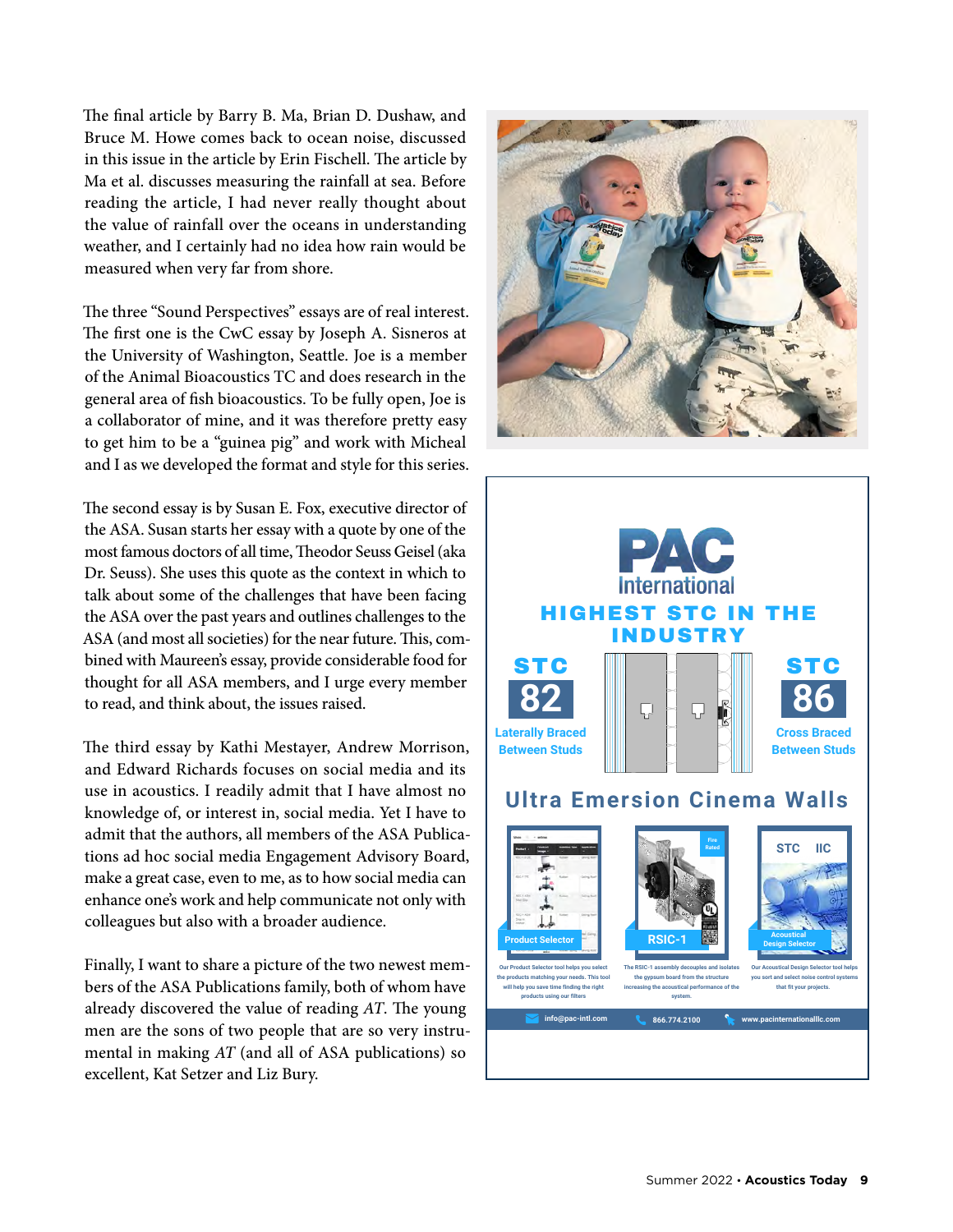The final article by Barry B. Ma, Brian D. Dushaw, and Bruce M. Howe comes back to ocean noise, discussed in this issue in the article by Erin Fischell. The article by Ma et al. discusses measuring the rainfall at sea. Before reading the article, I had never really thought about the value of rainfall over the oceans in understanding weather, and I certainly had no idea how rain would be measured when very far from shore.

The three "Sound Perspectives" essays are of real interest. The first one is the CwC essay by Joseph A. Sisneros at the University of Washington, Seattle. Joe is a member of the Animal Bioacoustics TC and does research in the general area of fish bioacoustics. To be fully open, Joe is a collaborator of mine, and it was therefore pretty easy to get him to be a "guinea pig" and work with Micheal and I as we developed the format and style for this series.

The second essay is by Susan E. Fox, executive director of the ASA. Susan starts her essay with a quote by one of the most famous doctors of all time, Theodor Seuss Geisel (aka Dr. Seuss). She uses this quote as the context in which to talk about some of the challenges that have been facing the ASA over the past years and outlines challenges to the ASA (and most all societies) for the near future. This, combined with Maureen's essay, provide considerable food for thought for all ASA members, and I urge every member to read, and think about, the issues raised.

The third essay by Kathi Mestayer, Andrew Morrison, and Edward Richards focuses on social media and its use in acoustics. I readily admit that I have almost no knowledge of, or interest in, social media. Yet I have to admit that the authors, all members of the ASA Publications ad hoc social media Engagement Advisory Board, make a great case, even to me, as to how social media can enhance one's work and help communicate not only with colleagues but also with a broader audience.

Finally, I want to share a picture of the two newest members of the ASA Publications family, both of whom have already discovered the value of reading *AT*. The young men are the sons of two people that are so very instrumental in making *AT* (and all of ASA publications) so excellent, Kat Setzer and Liz Bury.

PAC International

HIGHEST STC IN THE INDUSTRY

STC 82 Laterally Braced Between Studs

STC 86 Cross Braced Between Studs

Ultra Emersion Cinema Walls

Product Selector

Our Product Selector tool helps you select the products matching your needs. This tool will help you save time finding the right products using our filters

RSIC-1

The RSIC-1 assembly decouples and isolates the gypsum board from the structure increasing the acoustical performance of the system.

Acoustical Design Selector

Our Acoustical Design Selector tool helps you sort and select noise control systems that fit your projects.

info@pac-intl.com 866.774.2100 www.pacinternationalllc.com